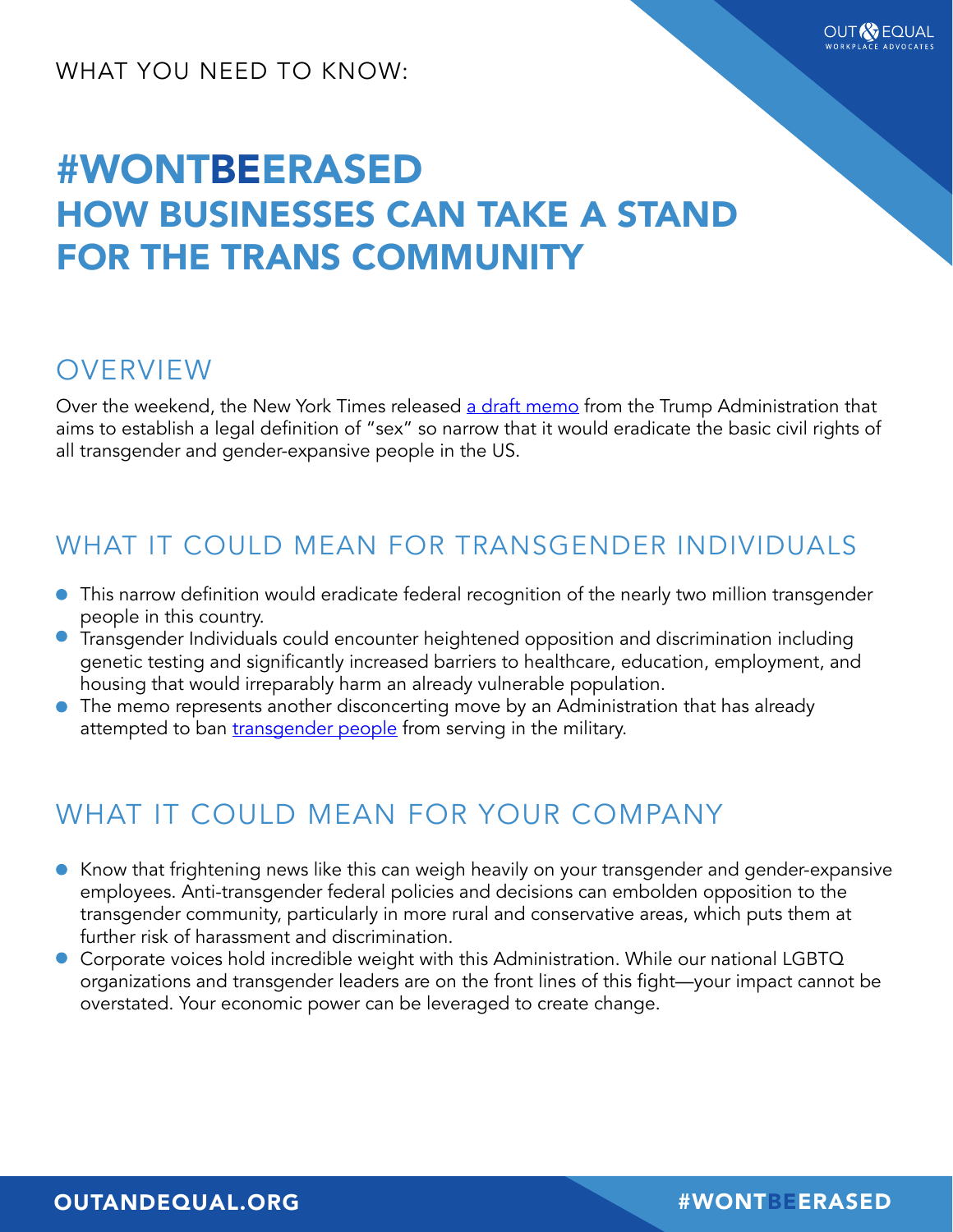WHAT YOU NEED TO KNOW:

# #WONTBEERASED HOW BUSINESSES CAN TAKE A STAND FOR THE TRANS COMMUNITY

## OVERVIEW

Over the weekend, the New York Times released [a draft memo]() from the Trump Administration that aims to establish a legal definition of "sex" so narrow that it would eradicate the basic civil rights of all transgender and gender-expansive people in the US.

## WHAT IT COULD MEAN FOR TRANSGENDER INDIVIDUALS

- This narrow definition would eradicate federal recognition of the nearly two million transgender people in this country.
- Transgender Individuals could encounter heightened opposition and discrimination including genetic testing and significantly increased barriers to healthcare, education, employment, and housing that would irreparably harm an already vulnerable population.
- The memo represents another disconcerting move by an Administration that has already attempted to ban [transgender people]() from serving in the military.

## WHAT IT COULD MEAN FOR YOUR COMPANY

- Know that frightening news like this can weigh heavily on your transgender and gender-expansive employees. Anti-transgender federal policies and decisions can embolden opposition to the transgender community, particularly in more rural and conservative areas, which puts them at further risk of harassment and discrimination.
- Corporate voices hold incredible weight with this Administration. While our national LGBTQ organizations and transgender leaders are on the front lines of this fight—your impact cannot be overstated. Your economic power can be leveraged to create change.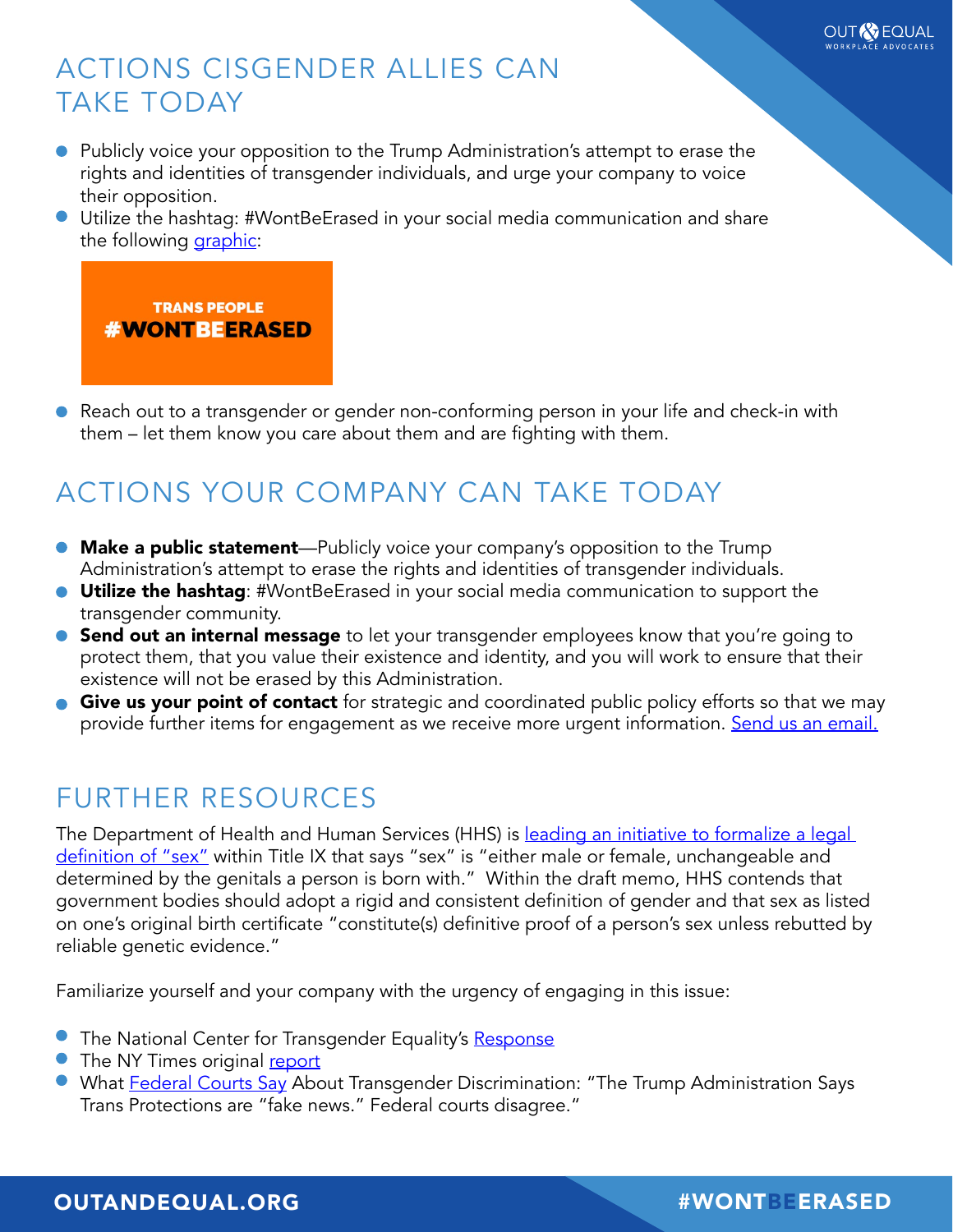## ACTIONS CISGENDER ALLIES CAN TAKE TODAY

- Publicly voice your opposition to the Trump Administration's attempt to erase the rights and identities of transgender individuals, and urge your company to voice their opposition.
- Utilize the hashtag: #WontBeErased in your social media communication and share the following graphic:

TRANS PEOPLE
#WONTBEERASED

- Reach out to a transgender or gender non-conforming person in your life and check-in with them – let them know you care about them and are fighting with them.

## ACTIONS YOUR COMPANY CAN TAKE TODAY

- **Make a public statement**—Publicly voice your company's opposition to the Trump Administration's attempt to erase the rights and identities of transgender individuals.
- **Utilize the hashtag**: #WontBeErased in your social media communication to support the transgender community.
- **Send out an internal message** to let your transgender employees know that you're going to protect them, that you value their existence and identity, and you will work to ensure that their existence will not be erased by this Administration.
- **Give us your point of contact** for strategic and coordinated public policy efforts so that we may provide further items for engagement as we receive more urgent information. Send us an email.

## FURTHER RESOURCES

The Department of Health and Human Services (HHS) is leading an initiative to formalize a legal definition of "sex" within Title IX that says "sex" is "either male or female, unchangeable and determined by the genitals a person is born with." Within the draft memo, HHS contends that government bodies should adopt a rigid and consistent definition of gender and that sex as listed on one's original birth certificate "constitute(s) definitive proof of a person's sex unless rebutted by reliable genetic evidence."

Familiarize yourself and your company with the urgency of engaging in this issue:

- The National Center for Transgender Equality's Response
- The NY Times original report
- What Federal Courts Say About Transgender Discrimination: "The Trump Administration Says Trans Protections are "fake news." Federal courts disagree."

OUTANDEQUAL.ORG #WONTBEERASED